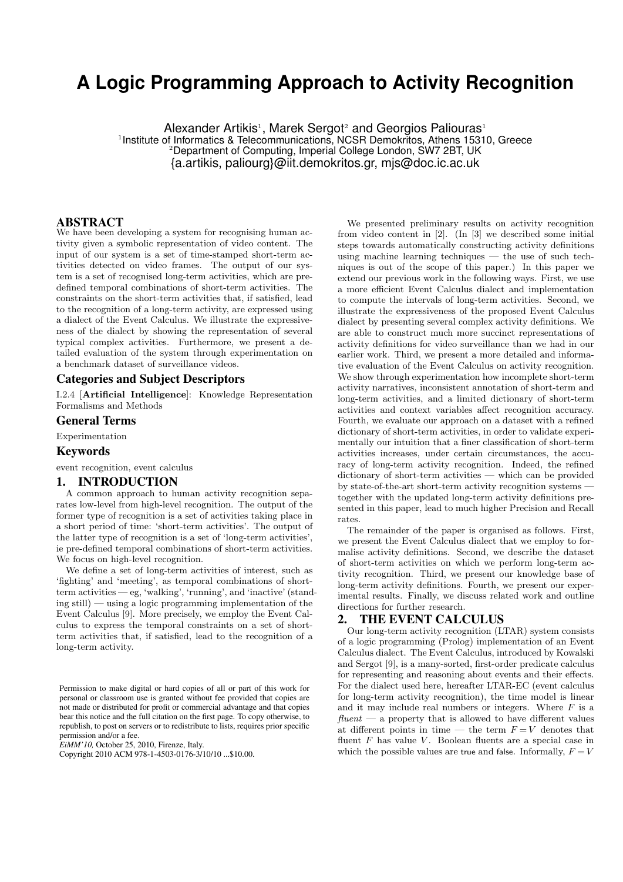# A Logic Programming Approach to Activity Recognition

Alexander Artikis[1], Marek Sergot[2] and Georgios Paliouras[1]

[1]Institute of Informatics & Telecommunications, NCSR Demokritos, Athens 15310, Greece
[2]Department of Computing, Imperial College London, SW7 2BT, UK
{a.artikis, paliourg}@iit.demokritos.gr, mjs@doc.ic.ac.uk

## ABSTRACT

We have been developing a system for recognising human activity given a symbolic representation of video content. The input of our system is a set of time-stamped short-term activities detected on video frames. The output of our system is a set of recognised long-term activities, which are predefined temporal combinations of short-term activities. The constraints on the short-term activities that, if satisfied, lead to the recognition of a long-term activity, are expressed using a dialect of the Event Calculus. We illustrate the expressiveness of the dialect by showing the representation of several typical complex activities. Furthermore, we present a detailed evaluation of the system through experimentation on a benchmark dataset of surveillance videos.

## Categories and Subject Descriptors

I.2.4 [**Artificial Intelligence**]: Knowledge Representation Formalisms and Methods

## General Terms

Experimentation

## Keywords

event recognition, event calculus

## 1. INTRODUCTION

A common approach to human activity recognition separates low-level from high-level recognition. The output of the former type of recognition is a set of activities taking place in a short period of time: 'short-term activities'. The output of the latter type of recognition is a set of 'long-term activities', ie pre-defined temporal combinations of short-term activities. We focus on high-level recognition.

We define a set of long-term activities of interest, such as 'fighting' and 'meeting', as temporal combinations of short-term activities — eg, 'walking', 'running', and 'inactive' (standing still) — using a logic programming implementation of the Event Calculus [9]. More precisely, we employ the Event Calculus to express the temporal constraints on a set of short-term activities that, if satisfied, lead to the recognition of a long-term activity.

Permission to make digital or hard copies of all or part of this work for personal or classroom use is granted without fee provided that copies are not made or distributed for profit or commercial advantage and that copies bear this notice and the full citation on the first page. To copy otherwise, to republish, to post on servers or to redistribute to lists, requires prior specific permission and/or a fee.
*EiMM'10,* October 25, 2010, Firenze, Italy.
Copyright 2010 ACM 978-1-4503-0176-3/10/10 ...$10.00.

We presented preliminary results on activity recognition from video content in [2]. (In [3] we described some initial steps towards automatically constructing activity definitions using machine learning techniques — the use of such techniques is out of the scope of this paper.) In this paper we extend our previous work in the following ways. First, we use a more efficient Event Calculus dialect and implementation to compute the intervals of long-term activities. Second, we illustrate the expressiveness of the proposed Event Calculus dialect by presenting several complex activity definitions. We are able to construct much more succinct representations of activity definitions for video surveillance than we had in our earlier work. Third, we present a more detailed and informative evaluation of the Event Calculus on activity recognition. We show through experimentation how incomplete short-term activity narratives, inconsistent annotation of short-term and long-term activities, and a limited dictionary of short-term activities and context variables affect recognition accuracy. Fourth, we evaluate our approach on a dataset with a refined dictionary of short-term activities, in order to validate experimentally our intuition that a finer classification of short-term activities increases, under certain circumstances, the accuracy of long-term activity recognition. Indeed, the refined dictionary of short-term activities — which can be provided by state-of-the-art short-term activity recognition systems — together with the updated long-term activity definitions presented in this paper, lead to much higher Precision and Recall rates.

The remainder of the paper is organised as follows. First, we present the Event Calculus dialect that we employ to formalise activity definitions. Second, we describe the dataset of short-term activities on which we perform long-term activity recognition. Third, we present our knowledge base of long-term activity definitions. Fourth, we present our experimental results. Finally, we discuss related work and outline directions for further research.

## 2. THE EVENT CALCULUS

Our long-term activity recognition (LTAR) system consists of a logic programming (Prolog) implementation of an Event Calculus dialect. The Event Calculus, introduced by Kowalski and Sergot [9], is a many-sorted, first-order predicate calculus for representing and reasoning about events and their effects. For the dialect used here, hereafter LTAR-EC (event calculus for long-term activity recognition), the time model is linear and it may include real numbers or integers. Where $F$ is a *fluent* — a property that is allowed to have different values at different points in time — the term $F = V$ denotes that fluent $F$ has value $V$. Boolean fluents are a special case in which the possible values are true and false. Informally, $F = V$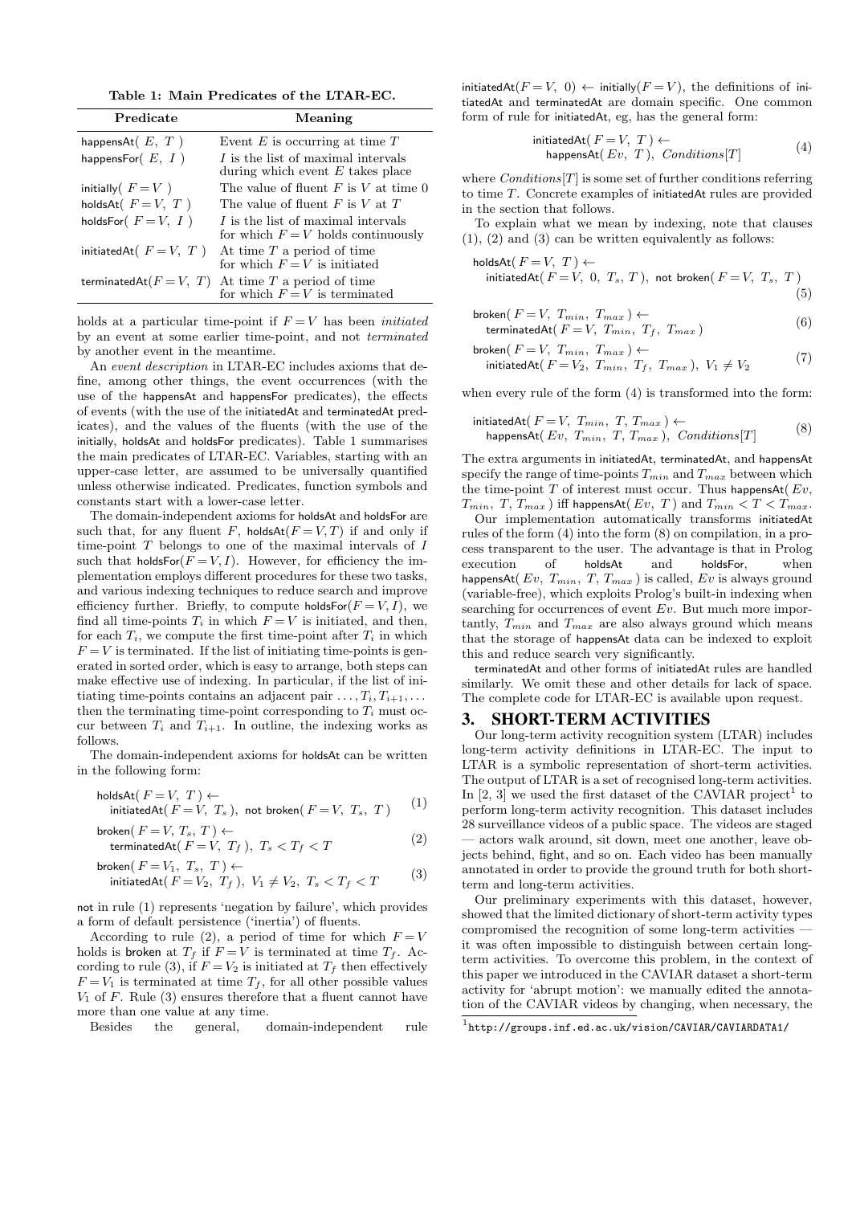**Table 1: Main Predicates of the LTAR-EC.**

| Predicate | Meaning |
|---|---|
| happensAt( $E$, $T$ ) | Event $E$ is occurring at time $T$ |
| happensFor( $E$, $I$ ) | $I$ is the list of maximal intervals during which event $E$ takes place |
| initially( $F = V$ ) | The value of fluent $F$ is $V$ at time 0 |
| holdsAt( $F = V$, $T$ ) | The value of fluent $F$ is $V$ at $T$ |
| holdsFor( $F = V$, $I$ ) | $I$ is the list of maximal intervals for which $F = V$ holds continuously |
| initiatedAt( $F = V$, $T$ ) | At time $T$ a period of time for which $F = V$ is initiated |
| terminatedAt( $F = V$, $T$ ) | At time $T$ a period of time for which $F = V$ is terminated |

holds at a particular time-point if $F = V$ has been *initiated* by an event at some earlier time-point, and not *terminated* by another event in the meantime.

An *event description* in LTAR-EC includes axioms that define, among other things, the event occurrences (with the use of the happensAt and happensFor predicates), the effects of events (with the use of the initiatedAt and terminatedAt predicates), and the values of the fluents (with the use of the initially, holdsAt and holdsFor predicates). Table 1 summarises the main predicates of LTAR-EC. Variables, starting with an upper-case letter, are assumed to be universally quantified unless otherwise indicated. Predicates, function symbols and constants start with a lower-case letter.

The domain-independent axioms for holdsAt and holdsFor are such that, for any fluent $F$, holdsAt($F = V, T$) if and only if time-point $T$ belongs to one of the maximal intervals of $I$ such that holdsFor($F = V, I$). However, for efficiency the implementation employs different procedures for these two tasks, and various indexing techniques to reduce search and improve efficiency further. Briefly, to compute holdsFor($F = V, I$), we find all time-points $T_i$ in which $F = V$ is initiated, and then, for each $T_i$, we compute the first time-point after $T_i$ in which $F = V$ is terminated. If the list of initiating time-points is generated in sorted order, which is easy to arrange, both steps can make effective use of indexing. In particular, if the list of initiating time-points contains an adjacent pair $\ldots, T_i, T_{i+1}, \ldots$ then the terminating time-point corresponding to $T_i$ must occur between $T_i$ and $T_{i+1}$. In outline, the indexing works as follows.

The domain-independent axioms for holdsAt can be written in the following form:

$$\text{holdsAt}(\, F = V,\ T \,) \leftarrow \\ \text{initiatedAt}(\, F = V,\ T_s \,),\ \text{not broken}(\, F = V,\ T_s,\ T \,) \tag{1}$$

$$\text{broken}(\, F = V,\ T_s,\ T \,) \leftarrow \\ \text{terminatedAt}(\, F = V,\ T_f \,),\ T_s < T_f < T \tag{2}$$

$$\text{broken}(\, F = V_1,\ T_s,\ T \,) \leftarrow \\ \text{initiatedAt}(\, F = V_2,\ T_f \,),\ V_1 \neq V_2,\ T_s < T_f < T \tag{3}$$

not in rule (1) represents 'negation by failure', which provides a form of default persistence ('inertia') of fluents.

According to rule (2), a period of time for which $F = V$ holds is broken at $T_f$ if $F = V$ is terminated at time $T_f$. According to rule (3), if $F = V_2$ is initiated at $T_f$ then effectively $F = V_1$ is terminated at time $T_f$, for all other possible values $V_1$ of $F$. Rule (3) ensures therefore that a fluent cannot have more than one value at any time.

Besides the general, domain-independent rule initiatedAt($F = V$, 0) $\leftarrow$ initially($F = V$), the definitions of initiatedAt and terminatedAt are domain specific. One common form of rule for initiatedAt, eg, has the general form:

$$\text{initiatedAt}(\, F = V,\ T \,) \leftarrow \\ \text{happensAt}(\, Ev,\ T \,),\ Conditions[T] \tag{4}$$

where $Conditions[T]$ is some set of further conditions referring to time $T$. Concrete examples of initiatedAt rules are provided in the section that follows.

To explain what we mean by indexing, note that clauses (1), (2) and (3) can be written equivalently as follows:

$$\text{holdsAt}(\, F = V,\ T \,) \leftarrow \\ \text{initiatedAt}(\, F = V,\ 0,\ T_s,\ T \,),\ \text{not broken}(\, F = V,\ T_s,\ T \,) \tag{5}$$

$$\text{broken}(\, F = V,\ T_{min},\ T_{max} \,) \leftarrow \\ \text{terminatedAt}(\, F = V,\ T_{min},\ T_f,\ T_{max} \,) \tag{6}$$

$$\text{broken}(\, F = V,\ T_{min},\ T_{max} \,) \leftarrow \\ \text{initiatedAt}(\, F = V_2,\ T_{min},\ T_f,\ T_{max} \,),\ V_1 \neq V_2 \tag{7}$$

when every rule of the form (4) is transformed into the form:

$$\text{initiatedAt}(\, F = V,\ T_{min},\ T,\ T_{max} \,) \leftarrow \\ \text{happensAt}(\, Ev,\ T_{min},\ T,\ T_{max} \,),\ Conditions[T] \tag{8}$$

The extra arguments in initiatedAt, terminatedAt, and happensAt specify the range of time-points $T_{min}$ and $T_{max}$ between which the time-point $T$ of interest must occur. Thus happensAt( $Ev$, $T_{min}$, $T$, $T_{max}$ ) iff happensAt( $Ev$, $T$ ) and $T_{min} < T < T_{max}$.

Our implementation automatically transforms initiatedAt rules of the form (4) into the form (8) on compilation, in a process transparent to the user. The advantage is that in Prolog execution of holdsAt and holdsFor, when happensAt( $Ev$, $T_{min}$, $T$, $T_{max}$ ) is called, $Ev$ is always ground (variable-free), which exploits Prolog's built-in indexing when searching for occurrences of event $Ev$. But much more importantly, $T_{min}$ and $T_{max}$ are also always ground which means that the storage of happensAt data can be indexed to exploit this and reduce search very significantly.

terminatedAt and other forms of initiatedAt rules are handled similarly. We omit these and other details for lack of space. The complete code for LTAR-EC is available upon request.

## 3. SHORT-TERM ACTIVITIES

Our long-term activity recognition system (LTAR) includes long-term activity definitions in LTAR-EC. The input to LTAR is a symbolic representation of short-term activities. The output of LTAR is a set of recognised long-term activities. In [2, 3] we used the first dataset of the CAVIAR project[1] to perform long-term activity recognition. This dataset includes 28 surveillance videos of a public space. The videos are staged — actors walk around, sit down, meet one another, leave objects behind, fight, and so on. Each video has been manually annotated in order to provide the ground truth for both short-term and long-term activities.

Our preliminary experiments with this dataset, however, showed that the limited dictionary of short-term activity types compromised the recognition of some long-term activities — it was often impossible to distinguish between certain long-term activities. To overcome this problem, in the context of this paper we introduced in the CAVIAR dataset a short-term activity for 'abrupt motion': we manually edited the annotation of the CAVIAR videos by changing, when necessary, the

[1] http://groups.inf.ed.ac.uk/vision/CAVIAR/CAVIARDATA1/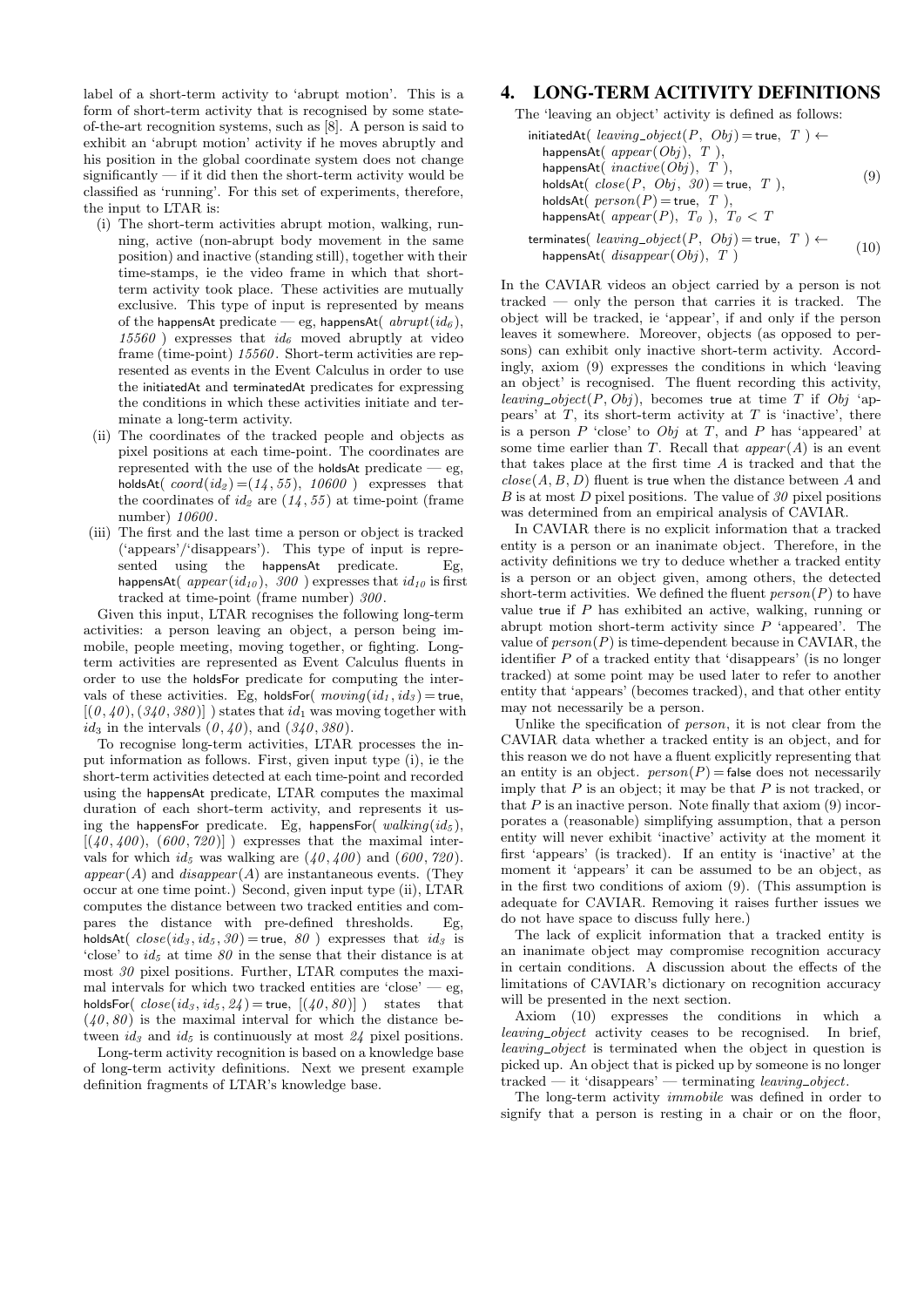label of a short-term activity to 'abrupt motion'. This is a form of short-term activity that is recognised by some state-of-the-art recognition systems, such as [8]. A person is said to exhibit an 'abrupt motion' activity if he moves abruptly and his position in the global coordinate system does not change significantly — if it did then the short-term activity would be classified as 'running'. For this set of experiments, therefore, the input to LTAR is:

(i) The short-term activities abrupt motion, walking, running, active (non-abrupt body movement in the same position) and inactive (standing still), together with their time-stamps, ie the video frame in which that short-term activity took place. These activities are mutually exclusive. This type of input is represented by means of the happensAt predicate — eg, happensAt( $abrupt(id_6)$, $15560$ ) expresses that $id_6$ moved abruptly at video frame (time-point) $15560$. Short-term activities are represented as events in the Event Calculus in order to use the initiatedAt and terminatedAt predicates for expressing the conditions in which these activities initiate and terminate a long-term activity.

(ii) The coordinates of the tracked people and objects as pixel positions at each time-point. The coordinates are represented with the use of the holdsAt predicate — eg, holdsAt( $coord(id_2)=(14,55)$, $10600$ ) expresses that the coordinates of $id_2$ are $(14,55)$ at time-point (frame number) $10600$.

(iii) The first and the last time a person or object is tracked ('appears'/'disappears'). This type of input is represented using the happensAt predicate. Eg, happensAt( $appear(id_{10})$, $300$ ) expresses that $id_{10}$ is first tracked at time-point (frame number) $300$.

Given this input, LTAR recognises the following long-term activities: a person leaving an object, a person being immobile, people meeting, moving together, or fighting. Long-term activities are represented as Event Calculus fluents in order to use the holdsFor predicate for computing the intervals of these activities. Eg, holdsFor( $moving(id_1, id_3)=$ true, $[(0,40),(340,380)]$ ) states that $id_1$ was moving together with $id_3$ in the intervals $(0,40)$, and $(340,380)$.

To recognise long-term activities, LTAR processes the input information as follows. First, given input type (i), ie the short-term activities detected at each time-point and recorded using the happensAt predicate, LTAR computes the maximal duration of each short-term activity, and represents it using the happensFor predicate. Eg, happensFor( $walking(id_5)$, $[(40,400),(600,720)]$ ) expresses that the maximal intervals for which $id_5$ was walking are $(40,400)$ and $(600,720)$. $appear(A)$ and $disappear(A)$ are instantaneous events. (They occur at one time point.) Second, given input type (ii), LTAR computes the distance between two tracked entities and compares the distance with pre-defined thresholds. Eg, holdsAt( $close(id_3, id_5, 30)=$ true, $80$ ) expresses that $id_3$ is 'close' to $id_5$ at time $80$ in the sense that their distance is at most $30$ pixel positions. Further, LTAR computes the maximal intervals for which two tracked entities are 'close' — eg, holdsFor( $close(id_3, id_5, 24)=$ true, $[(40,80)]$ ) states that $(40,80)$ is the maximal interval for which the distance between $id_3$ and $id_5$ is continuously at most $24$ pixel positions.

Long-term activity recognition is based on a knowledge base of long-term activity definitions. Next we present example definition fragments of LTAR's knowledge base.

## 4. LONG-TERM ACITIVITY DEFINITIONS

The 'leaving an object' activity is defined as follows:

$$
\begin{array}{l}
\text{initiatedAt}(\ leaving\_object(P,\ Obj)=\text{true},\ T\ ) \leftarrow \\
\quad \text{happensAt}(\ appear(Obj),\ T\ ), \\
\quad \text{happensAt}(\ inactive(Obj),\ T\ ), \\
\quad \text{holdsAt}(\ close(P,\ Obj,\ 30)=\text{true},\ T\ ), \\
\quad \text{holdsAt}(\ person(P)=\text{true},\ T\ ), \\
\quad \text{happensAt}(\ appear(P),\ T_0\ ),\ T_0 < T
\end{array} \tag{9}
$$

$$
\begin{array}{l}
\text{terminates}(\ leaving\_object(P,\ Obj)=\text{true},\ T\ ) \leftarrow \\
\quad \text{happensAt}(\ disappear(Obj),\ T\ )
\end{array} \tag{10}
$$

In the CAVIAR videos an object carried by a person is not tracked — only the person that carries it is tracked. The object will be tracked, ie 'appear', if and only if the person leaves it somewhere. Moreover, objects (as opposed to persons) can exhibit only inactive short-term activity. Accordingly, axiom (9) expresses the conditions in which 'leaving an object' is recognised. The fluent recording this activity, $leaving\_object(P, Obj)$, becomes true at time $T$ if $Obj$ 'appears' at $T$, its short-term activity at $T$ is 'inactive', there is a person $P$ 'close' to $Obj$ at $T$, and $P$ has 'appeared' at some time earlier than $T$. Recall that $appear(A)$ is an event that takes place at the first time $A$ is tracked and that the $close(A, B, D)$ fluent is true when the distance between $A$ and $B$ is at most $D$ pixel positions. The value of $30$ pixel positions was determined from an empirical analysis of CAVIAR.

In CAVIAR there is no explicit information that a tracked entity is a person or an inanimate object. Therefore, in the activity definitions we try to deduce whether a tracked entity is a person or an object given, among others, the detected short-term activities. We defined the fluent $person(P)$ to have value true if $P$ has exhibited an active, walking, running or abrupt motion short-term activity since $P$ 'appeared'. The value of $person(P)$ is time-dependent because in CAVIAR, the identifier $P$ of a tracked entity that 'disappears' (is no longer tracked) at some point may be used later to refer to another entity that 'appears' (becomes tracked), and that other entity may not necessarily be a person.

Unlike the specification of $person$, it is not clear from the CAVIAR data whether a tracked entity is an object, and for this reason we do not have a fluent explicitly representing that an entity is an object. $person(P)=$ false does not necessarily imply that $P$ is an object; it may be that $P$ is not tracked, or that $P$ is an inactive person. Note finally that axiom (9) incorporates a (reasonable) simplifying assumption, that a person entity will never exhibit 'inactive' activity at the moment it first 'appears' (is tracked). If an entity is 'inactive' at the moment it 'appears' it can be assumed to be an object, as in the first two conditions of axiom (9). (This assumption is adequate for CAVIAR. Removing it raises further issues we do not have space to discuss fully here.)

The lack of explicit information that a tracked entity is an inanimate object may compromise recognition accuracy in certain conditions. A discussion about the effects of the limitations of CAVIAR's dictionary on recognition accuracy will be presented in the next section.

Axiom (10) expresses the conditions in which a $leaving\_object$ activity ceases to be recognised. In brief, $leaving\_object$ is terminated when the object in question is picked up. An object that is picked up by someone is no longer tracked — it 'disappears' — terminating $leaving\_object$.

The long-term activity $immobile$ was defined in order to signify that a person is resting in a chair or on the floor,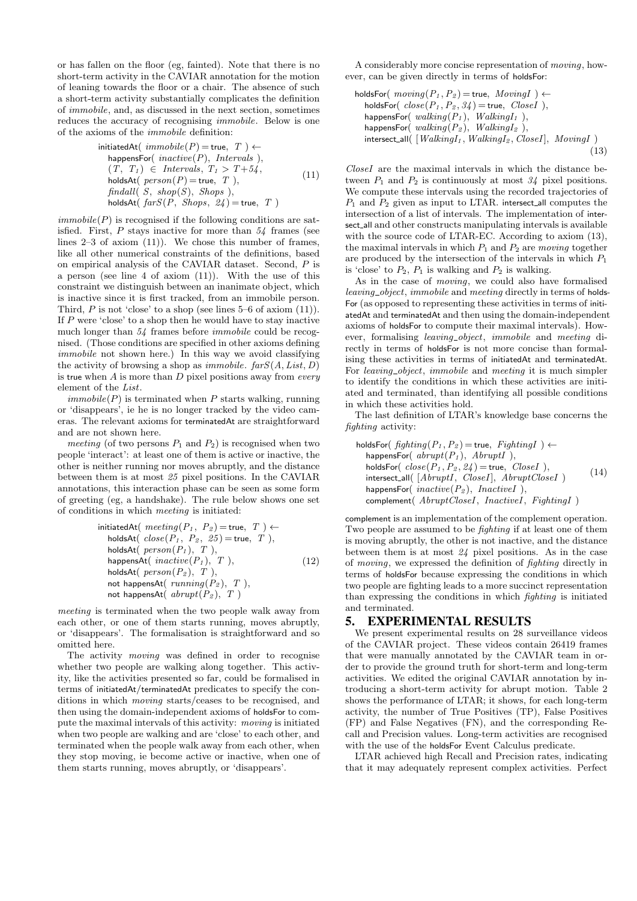or has fallen on the floor (eg, fainted). Note that there is no short-term activity in the CAVIAR annotation for the motion of leaning towards the floor or a chair. The absence of such a short-term activity substantially complicates the definition of *immobile*, and, as discussed in the next section, sometimes reduces the accuracy of recognising *immobile*. Below is one of the axioms of the *immobile* definition:

$$
\begin{aligned}
&\mathsf{initiatedAt}(\ immobile(P) = \mathsf{true},\ T\ ) \leftarrow \\
&\quad \mathsf{happensFor}(\ inactive(P),\ Intervals\ ), \\
&\quad (T,\ T_1)\ \in\ Intervals,\ T_1 > T + 54, \\
&\quad \mathsf{holdsAt}(\ person(P) = \mathsf{true},\ T\ ), \\
&\quad findall(\ S,\ shop(S),\ Shops\ ), \\
&\quad \mathsf{holdsAt}(\ farS(P,\ Shops,\ 24) = \mathsf{true},\ T\ )
\end{aligned}
\tag{11}
$$

$immobile(P)$ is recognised if the following conditions are satisfied. First, $P$ stays inactive for more than *54* frames (see lines 2–3 of axiom (11)). We chose this number of frames, like all other numerical constraints of the definitions, based on empirical analysis of the CAVIAR dataset. Second, $P$ is a person (see line 4 of axiom (11)). With the use of this constraint we distinguish between an inanimate object, which is inactive since it is first tracked, from an immobile person. Third, $P$ is not 'close' to a shop (see lines 5–6 of axiom (11)). If $P$ were 'close' to a shop then he would have to stay inactive much longer than *54* frames before *immobile* could be recognised. (Those conditions are specified in other axioms defining *immobile* not shown here.) In this way we avoid classifying the activity of browsing a shop as *immobile*. $farS(A, List, D)$ is true when $A$ is more than $D$ pixel positions away from *every* element of the *List*.

$immobile(P)$ is terminated when $P$ starts walking, running or 'disappears', ie he is no longer tracked by the video cameras. The relevant axioms for terminatedAt are straightforward and are not shown here.

*meeting* (of two persons $P_1$ and $P_2$) is recognised when two people 'interact': at least one of them is active or inactive, the other is neither running nor moves abruptly, and the distance between them is at most *25* pixel positions. In the CAVIAR annotations, this interaction phase can be seen as some form of greeting (eg, a handshake). The rule below shows one set of conditions in which *meeting* is initiated:

$$
\begin{aligned}
&\mathsf{initiatedAt}(\ meeting(P_1,\ P_2) = \mathsf{true},\ T\ ) \leftarrow \\
&\quad \mathsf{holdsAt}(\ close(P_1,\ P_2,\ 25) = \mathsf{true},\ T\ ), \\
&\quad \mathsf{holdsAt}(\ person(P_1),\ T\ ), \\
&\quad \mathsf{happensAt}(\ inactive(P_1),\ T\ ), \\
&\quad \mathsf{holdsAt}(\ person(P_2),\ T\ ), \\
&\quad \mathsf{not\ happensAt}(\ running(P_2),\ T\ ), \\
&\quad \mathsf{not\ happensAt}(\ abrupt(P_2),\ T\ )
\end{aligned}
\tag{12}
$$

*meeting* is terminated when the two people walk away from each other, or one of them starts running, moves abruptly, or 'disappears'. The formalisation is straightforward and so omitted here.

The activity *moving* was defined in order to recognise whether two people are walking along together. This activity, like the activities presented so far, could be formalised in terms of initiatedAt/terminatedAt predicates to specify the conditions in which *moving* starts/ceases to be recognised, and then using the domain-independent axioms of holdsFor to compute the maximal intervals of this activity: *moving* is initiated when two people are walking and are 'close' to each other, and terminated when the people walk away from each other, when they stop moving, ie become active or inactive, when one of them starts running, moves abruptly, or 'disappears'.

A considerably more concise representation of *moving*, however, can be given directly in terms of holdsFor:

$$
\begin{aligned}
&\mathsf{holdsFor}(\ moving(P_1, P_2) = \mathsf{true},\ MovingI\ ) \leftarrow \\
&\quad \mathsf{holdsFor}(\ close(P_1, P_2, 34) = \mathsf{true},\ CloseI\ ), \\
&\quad \mathsf{happensFor}(\ walking(P_1),\ WalkingI_1\ ), \\
&\quad \mathsf{happensFor}(\ walking(P_2),\ WalkingI_2\ ), \\
&\quad \mathsf{intersect\_all}(\ [WalkingI_1, WalkingI_2, CloseI],\ MovingI\ )
\end{aligned}
\tag{13}
$$

*CloseI* are the maximal intervals in which the distance between $P_1$ and $P_2$ is continuously at most *34* pixel positions. We compute these intervals using the recorded trajectories of $P_1$ and $P_2$ given as input to LTAR. intersect_all computes the intersection of a list of intervals. The implementation of intersect_all and other constructs manipulating intervals is available with the source code of LTAR-EC. According to axiom (13), the maximal intervals in which $P_1$ and $P_2$ are *moving* together are produced by the intersection of the intervals in which $P_1$ is 'close' to $P_2$, $P_1$ is walking and $P_2$ is walking.

As in the case of *moving*, we could also have formalised *leaving_object*, *immobile* and *meeting* directly in terms of holdsFor (as opposed to representing these activities in terms of initiatedAt and terminatedAt and then using the domain-independent axioms of holdsFor to compute their maximal intervals). However, formalising *leaving_object*, *immobile* and *meeting* directly in terms of holdsFor is not more concise than formalising these activities in terms of initiatedAt and terminatedAt. For *leaving_object*, *immobile* and *meeting* it is much simpler to identify the conditions in which these activities are initiated and terminated, than identifying all possible conditions in which these activities hold.

The last definition of LTAR's knowledge base concerns the *fighting* activity:

$$
\begin{aligned}
&\mathsf{holdsFor}(\ fighting(P_1, P_2) = \mathsf{true},\ FightingI\ ) \leftarrow \\
&\quad \mathsf{happensFor}(\ abrupt(P_1),\ AbruptI\ ), \\
&\quad \mathsf{holdsFor}(\ close(P_1, P_2, 24) = \mathsf{true},\ CloseI\ ), \\
&\quad \mathsf{intersect\_all}(\ [AbruptI,\ CloseI],\ AbruptCloseI\ ) \\
&\quad \mathsf{happensFor}(\ inactive(P_2),\ InactiveI\ ), \\
&\quad \mathsf{complement}(\ AbruptCloseI,\ InactiveI,\ FightingI\ )
\end{aligned}
\tag{14}
$$

complement is an implementation of the complement operation. Two people are assumed to be *fighting* if at least one of them is moving abruptly, the other is not inactive, and the distance between them is at most *24* pixel positions. As in the case of *moving*, we expressed the definition of *fighting* directly in terms of holdsFor because expressing the conditions in which two people are fighting leads to a more succinct representation than expressing the conditions in which *fighting* is initiated and terminated.

## 5. EXPERIMENTAL RESULTS

We present experimental results on 28 surveillance videos of the CAVIAR project. These videos contain 26419 frames that were manually annotated by the CAVIAR team in order to provide the ground truth for short-term and long-term activities. We edited the original CAVIAR annotation by introducing a short-term activity for abrupt motion. Table 2 shows the performance of LTAR; it shows, for each long-term activity, the number of True Positives (TP), False Positives (FP) and False Negatives (FN), and the corresponding Recall and Precision values. Long-term activities are recognised with the use of the holdsFor Event Calculus predicate.

LTAR achieved high Recall and Precision rates, indicating that it may adequately represent complex activities. Perfect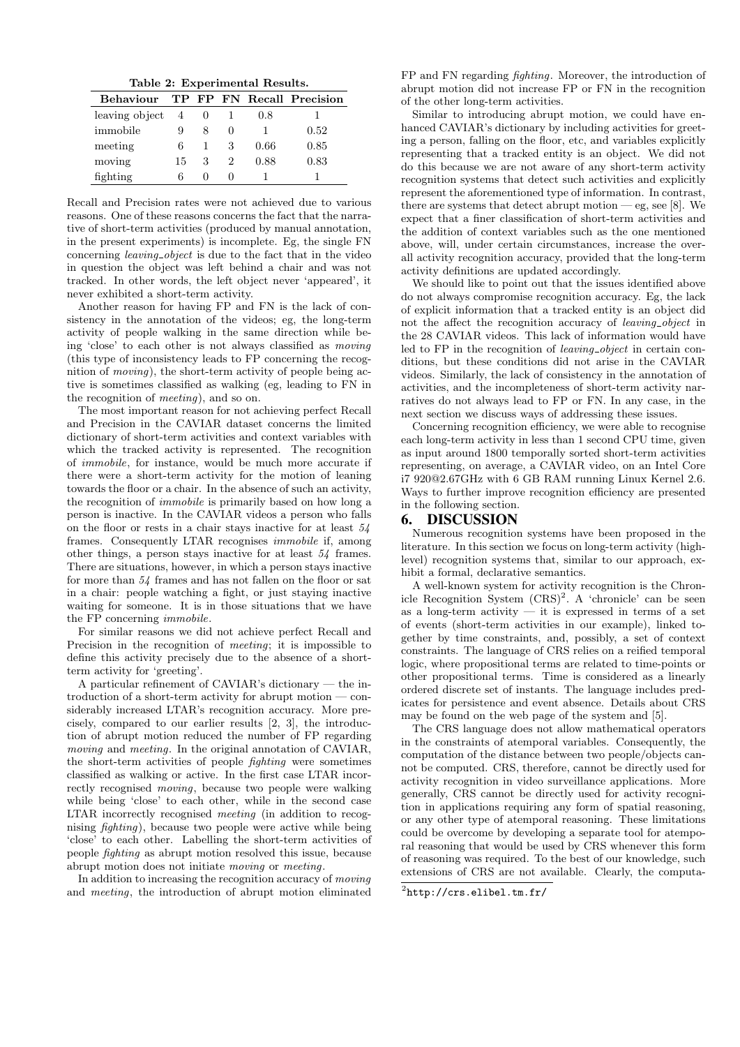**Table 2: Experimental Results.**

| Behaviour | TP | FP | FN | Recall | Precision |
|---|---|---|---|---|---|
| leaving object | 4 | 0 | 1 | 0.8 | 1 |
| immobile | 9 | 8 | 0 | 1 | 0.52 |
| meeting | 6 | 1 | 3 | 0.66 | 0.85 |
| moving | 15 | 3 | 2 | 0.88 | 0.83 |
| fighting | 6 | 0 | 0 | 1 | 1 |

Recall and Precision rates were not achieved due to various reasons. One of these reasons concerns the fact that the narrative of short-term activities (produced by manual annotation, in the present experiments) is incomplete. Eg, the single FN concerning *leaving_object* is due to the fact that in the video in question the object was left behind a chair and was not tracked. In other words, the left object never 'appeared', it never exhibited a short-term activity.

Another reason for having FP and FN is the lack of consistency in the annotation of the videos; eg, the long-term activity of people walking in the same direction while being 'close' to each other is not always classified as *moving* (this type of inconsistency leads to FP concerning the recognition of *moving*), the short-term activity of people being active is sometimes classified as walking (eg, leading to FN in the recognition of *meeting*), and so on.

The most important reason for not achieving perfect Recall and Precision in the CAVIAR dataset concerns the limited dictionary of short-term activities and context variables with which the tracked activity is represented. The recognition of *immobile*, for instance, would be much more accurate if there were a short-term activity for the motion of leaning towards the floor or a chair. In the absence of such an activity, the recognition of *immobile* is primarily based on how long a person is inactive. In the CAVIAR videos a person who falls on the floor or rests in a chair stays inactive for at least *54* frames. Consequently LTAR recognises *immobile* if, among other things, a person stays inactive for at least *54* frames. There are situations, however, in which a person stays inactive for more than *54* frames and has not fallen on the floor or sat in a chair: people watching a fight, or just staying inactive waiting for someone. It is in those situations that we have the FP concerning *immobile*.

For similar reasons we did not achieve perfect Recall and Precision in the recognition of *meeting*; it is impossible to define this activity precisely due to the absence of a short-term activity for 'greeting'.

A particular refinement of CAVIAR's dictionary — the introduction of a short-term activity for abrupt motion — considerably increased LTAR's recognition accuracy. More precisely, compared to our earlier results [2, 3], the introduction of abrupt motion reduced the number of FP regarding *moving* and *meeting*. In the original annotation of CAVIAR, the short-term activities of people *fighting* were sometimes classified as walking or active. In the first case LTAR incorrectly recognised *moving*, because two people were walking while being 'close' to each other, while in the second case LTAR incorrectly recognised *meeting* (in addition to recognising *fighting*), because two people were active while being 'close' to each other. Labelling the short-term activities of people *fighting* as abrupt motion resolved this issue, because abrupt motion does not initiate *moving* or *meeting*.

In addition to increasing the recognition accuracy of *moving* and *meeting*, the introduction of abrupt motion eliminated FP and FN regarding *fighting*. Moreover, the introduction of abrupt motion did not increase FP or FN in the recognition of the other long-term activities.

Similar to introducing abrupt motion, we could have enhanced CAVIAR's dictionary by including activities for greeting a person, falling on the floor, etc, and variables explicitly representing that a tracked entity is an object. We did not do this because we are not aware of any short-term activity recognition systems that detect such activities and explicitly represent the aforementioned type of information. In contrast, there are systems that detect abrupt motion — eg, see [8]. We expect that a finer classification of short-term activities and the addition of context variables such as the one mentioned above, will, under certain circumstances, increase the overall activity recognition accuracy, provided that the long-term activity definitions are updated accordingly.

We should like to point out that the issues identified above do not always compromise recognition accuracy. Eg, the lack of explicit information that a tracked entity is an object did not the affect the recognition accuracy of *leaving_object* in the 28 CAVIAR videos. This lack of information would have led to FP in the recognition of *leaving_object* in certain conditions, but these conditions did not arise in the CAVIAR videos. Similarly, the lack of consistency in the annotation of activities, and the incompleteness of short-term activity narratives do not always lead to FP or FN. In any case, in the next section we discuss ways of addressing these issues.

Concerning recognition efficiency, we were able to recognise each long-term activity in less than 1 second CPU time, given as input around 1800 temporally sorted short-term activities representing, on average, a CAVIAR video, on an Intel Core i7 920@2.67GHz with 6 GB RAM running Linux Kernel 2.6. Ways to further improve recognition efficiency are presented in the following section.

# 6. DISCUSSION

Numerous recognition systems have been proposed in the literature. In this section we focus on long-term activity (high-level) recognition systems that, similar to our approach, exhibit a formal, declarative semantics.

A well-known system for activity recognition is the Chronicle Recognition System (CRS)[2]. A 'chronicle' can be seen as a long-term activity — it is expressed in terms of a set of events (short-term activities in our example), linked together by time constraints, and, possibly, a set of context constraints. The language of CRS relies on a reified temporal logic, where propositional terms are related to time-points or other propositional terms. Time is considered as a linearly ordered discrete set of instants. The language includes predicates for persistence and event absence. Details about CRS may be found on the web page of the system and [5].

The CRS language does not allow mathematical operators in the constraints of atemporal variables. Consequently, the computation of the distance between two people/objects cannot be computed. CRS, therefore, cannot be directly used for activity recognition in video surveillance applications. More generally, CRS cannot be directly used for activity recognition in applications requiring any form of spatial reasoning, or any other type of atemporal reasoning. These limitations could be overcome by developing a separate tool for atemporal reasoning that would be used by CRS whenever this form of reasoning was required. To the best of our knowledge, such extensions of CRS are not available. Clearly, the computa-

[2] http://crs.elibel.tm.fr/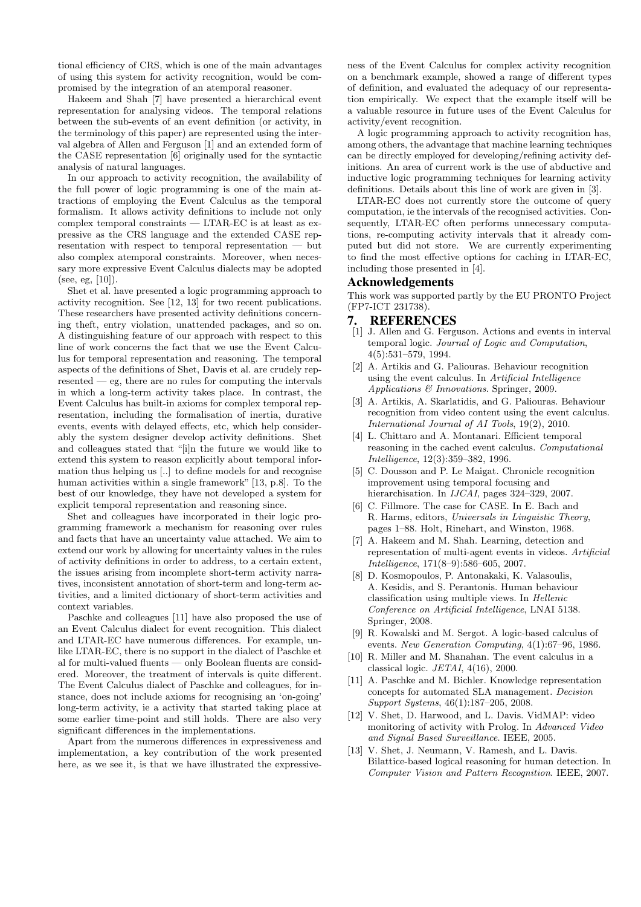tional efficiency of CRS, which is one of the main advantages of using this system for activity recognition, would be compromised by the integration of an atemporal reasoner.

Hakeem and Shah [7] have presented a hierarchical event representation for analysing videos. The temporal relations between the sub-events of an event definition (or activity, in the terminology of this paper) are represented using the interval algebra of Allen and Ferguson [1] and an extended form of the CASE representation [6] originally used for the syntactic analysis of natural languages.

In our approach to activity recognition, the availability of the full power of logic programming is one of the main attractions of employing the Event Calculus as the temporal formalism. It allows activity definitions to include not only complex temporal constraints — LTAR-EC is at least as expressive as the CRS language and the extended CASE representation with respect to temporal representation — but also complex atemporal constraints. Moreover, when necessary more expressive Event Calculus dialects may be adopted (see, eg, [10]).

Shet et al. have presented a logic programming approach to activity recognition. See [12, 13] for two recent publications. These researchers have presented activity definitions concerning theft, entry violation, unattended packages, and so on. A distinguishing feature of our approach with respect to this line of work concerns the fact that we use the Event Calculus for temporal representation and reasoning. The temporal aspects of the definitions of Shet, Davis et al. are crudely represented — eg, there are no rules for computing the intervals in which a long-term activity takes place. In contrast, the Event Calculus has built-in axioms for complex temporal representation, including the formalisation of inertia, durative events, events with delayed effects, etc, which help considerably the system designer develop activity definitions. Shet and colleagues stated that "[i]n the future we would like to extend this system to reason explicitly about temporal information thus helping us [..] to define models for and recognise human activities within a single framework" [13, p.8]. To the best of our knowledge, they have not developed a system for explicit temporal representation and reasoning since.

Shet and colleagues have incorporated in their logic programming framework a mechanism for reasoning over rules and facts that have an uncertainty value attached. We aim to extend our work by allowing for uncertainty values in the rules of activity definitions in order to address, to a certain extent, the issues arising from incomplete short-term activity narratives, inconsistent annotation of short-term and long-term activities, and a limited dictionary of short-term activities and context variables.

Paschke and colleagues [11] have also proposed the use of an Event Calculus dialect for event recognition. This dialect and LTAR-EC have numerous differences. For example, unlike LTAR-EC, there is no support in the dialect of Paschke et al for multi-valued fluents — only Boolean fluents are considered. Moreover, the treatment of intervals is quite different. The Event Calculus dialect of Paschke and colleagues, for instance, does not include axioms for recognising an 'on-going' long-term activity, ie a activity that started taking place at some earlier time-point and still holds. There are also very significant differences in the implementations.

Apart from the numerous differences in expressiveness and implementation, a key contribution of the work presented here, as we see it, is that we have illustrated the expressiveness of the Event Calculus for complex activity recognition on a benchmark example, showed a range of different types of definition, and evaluated the adequacy of our representation empirically. We expect that the example itself will be a valuable resource in future uses of the Event Calculus for activity/event recognition.

A logic programming approach to activity recognition has, among others, the advantage that machine learning techniques can be directly employed for developing/refining activity definitions. An area of current work is the use of abductive and inductive logic programming techniques for learning activity definitions. Details about this line of work are given in [3].

LTAR-EC does not currently store the outcome of query computation, ie the intervals of the recognised activities. Consequently, LTAR-EC often performs unnecessary computations, re-computing activity intervals that it already computed but did not store. We are currently experimenting to find the most effective options for caching in LTAR-EC, including those presented in [4].

## Acknowledgements

This work was supported partly by the EU PRONTO Project (FP7-ICT 231738).

## 7. REFERENCES

[1] J. Allen and G. Ferguson. Actions and events in interval temporal logic. *Journal of Logic and Computation*, 4(5):531–579, 1994.

[2] A. Artikis and G. Paliouras. Behaviour recognition using the event calculus. In *Artificial Intelligence Applications & Innovations*. Springer, 2009.

[3] A. Artikis, A. Skarlatidis, and G. Paliouras. Behaviour recognition from video content using the event calculus. *International Journal of AI Tools*, 19(2), 2010.

[4] L. Chittaro and A. Montanari. Efficient temporal reasoning in the cached event calculus. *Computational Intelligence*, 12(3):359–382, 1996.

[5] C. Dousson and P. Le Maigat. Chronicle recognition improvement using temporal focusing and hierarchisation. In *IJCAI*, pages 324–329, 2007.

[6] C. Fillmore. The case for CASE. In E. Bach and R. Harms, editors, *Universals in Linguistic Theory*, pages 1–88. Holt, Rinehart, and Winston, 1968.

[7] A. Hakeem and M. Shah. Learning, detection and representation of multi-agent events in videos. *Artificial Intelligence*, 171(8–9):586–605, 2007.

[8] D. Kosmopoulos, P. Antonakaki, K. Valasoulis, A. Kesidis, and S. Perantonis. Human behaviour classification using multiple views. In *Hellenic Conference on Artificial Intelligence*, LNAI 5138. Springer, 2008.

[9] R. Kowalski and M. Sergot. A logic-based calculus of events. *New Generation Computing*, 4(1):67–96, 1986.

[10] R. Miller and M. Shanahan. The event calculus in a classical logic. *JETAI*, 4(16), 2000.

[11] A. Paschke and M. Bichler. Knowledge representation concepts for automated SLA management. *Decision Support Systems*, 46(1):187–205, 2008.

[12] V. Shet, D. Harwood, and L. Davis. VidMAP: video monitoring of activity with Prolog. In *Advanced Video and Signal Based Surveillance*. IEEE, 2005.

[13] V. Shet, J. Neumann, V. Ramesh, and L. Davis. Bilattice-based logical reasoning for human detection. In *Computer Vision and Pattern Recognition*. IEEE, 2007.